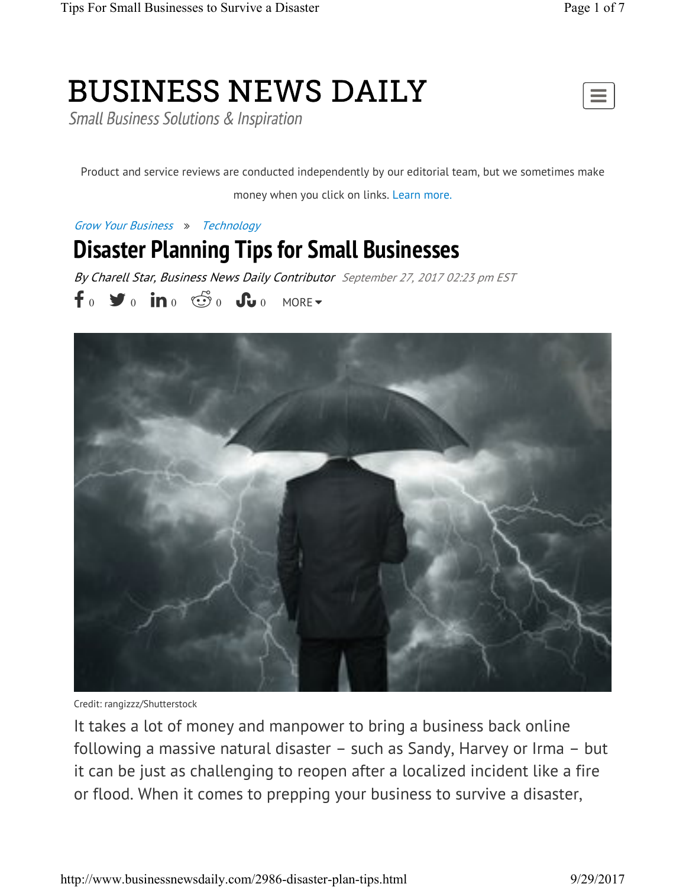# BUSINESS NEWS DAILY

*Small Business Solutions & Inspiration*

Product and service reviews are conducted independently by our editorial team, but we sometimes make money when you click on links. Learn more.

*Grow Your Business* » *Technology*

## Disaster Planning Tips for Small Businesses

*By Charell Star, Business News Daily Contributor* *September 27, 2017 02:23 pm EST*

f 0 0 in 0 0 0 MORE

Credit: rangizzz/Shutterstock

It takes a lot of money and manpower to bring a business back online following a massive natural disaster – such as Sandy, Harvey or Irma – but it can be just as challenging to reopen after a localized incident like a fire or flood. When it comes to prepping your business to survive a disaster,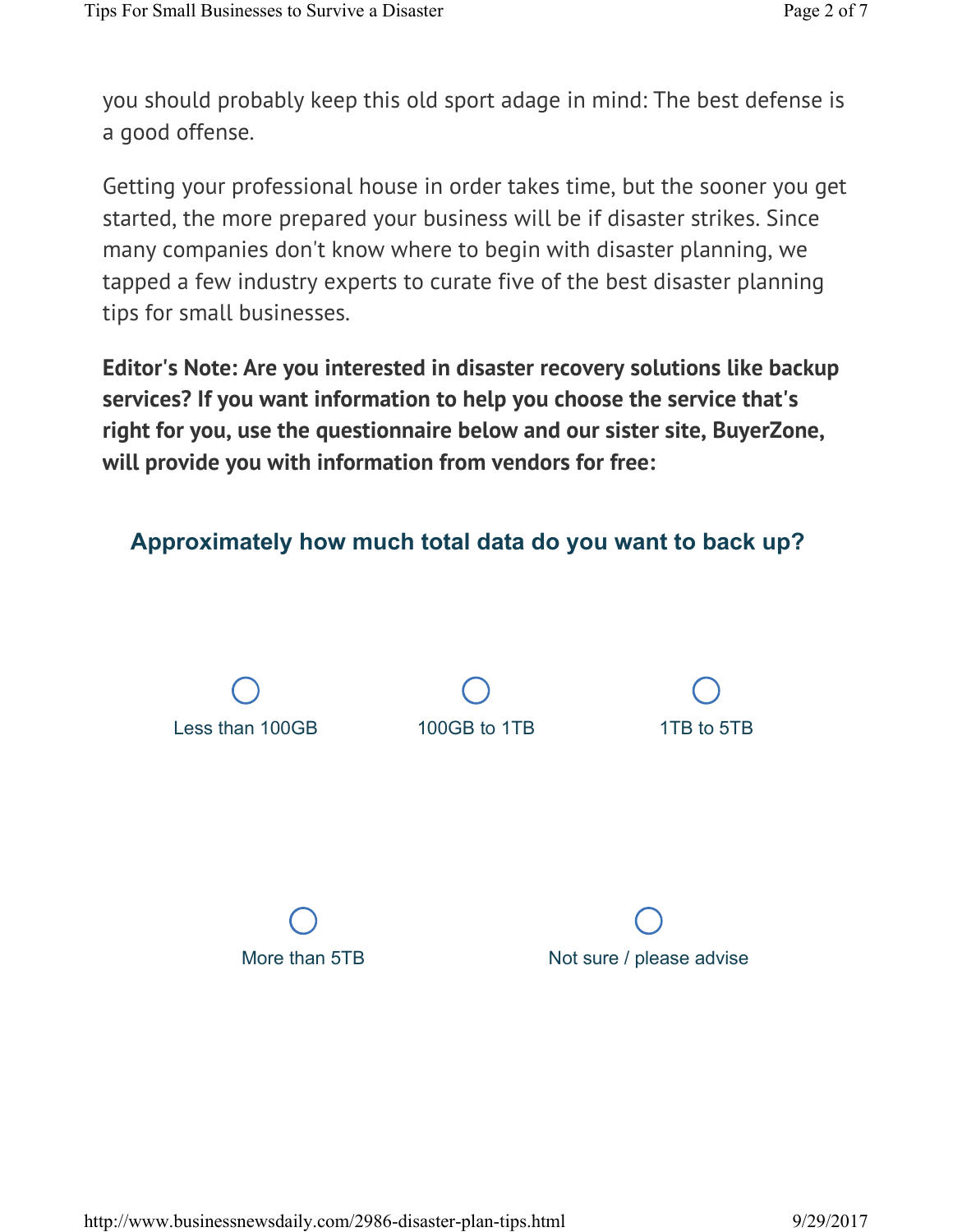you should probably keep this old sport adage in mind: The best defense is a good offense.

Getting your professional house in order takes time, but the sooner you get started, the more prepared your business will be if disaster strikes. Since many companies don't know where to begin with disaster planning, we tapped a few industry experts to curate five of the best disaster planning tips for small businesses.

**Editor's Note: Are you interested in disaster recovery solutions like backup services? If you want information to help you choose the service that's right for you, use the questionnaire below and our sister site, BuyerZone, will provide you with information from vendors for free:**

### Approximately how much total data do you want to back up?

- Less than 100GB
- 100GB to 1TB
- 1TB to 5TB
- More than 5TB
- Not sure / please advise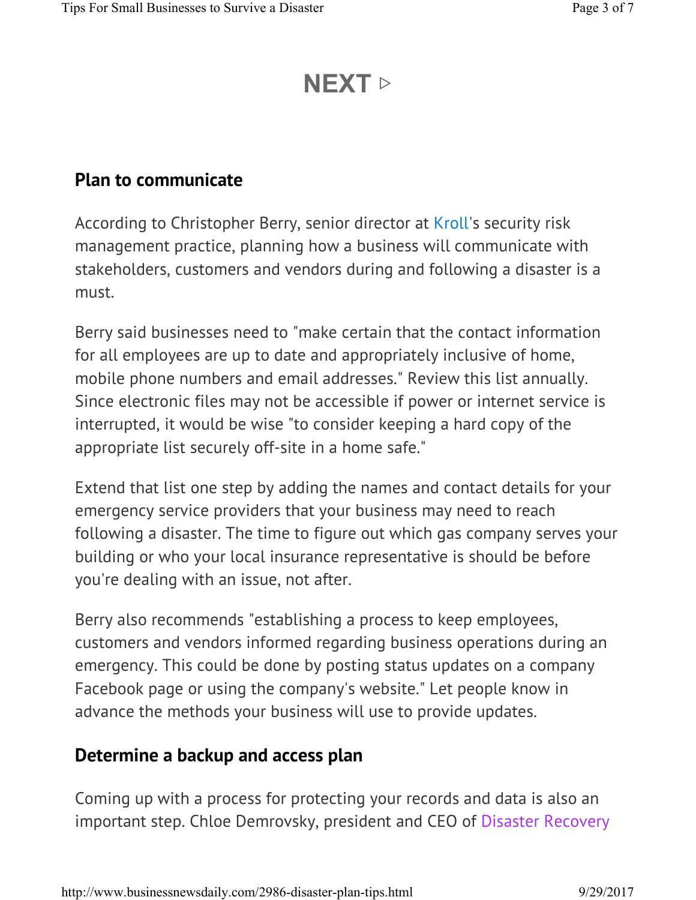NEXT ▷

## Plan to communicate

According to Christopher Berry, senior director at Kroll's security risk management practice, planning how a business will communicate with stakeholders, customers and vendors during and following a disaster is a must.

Berry said businesses need to "make certain that the contact information for all employees are up to date and appropriately inclusive of home, mobile phone numbers and email addresses." Review this list annually. Since electronic files may not be accessible if power or internet service is interrupted, it would be wise "to consider keeping a hard copy of the appropriate list securely off-site in a home safe."

Extend that list one step by adding the names and contact details for your emergency service providers that your business may need to reach following a disaster. The time to figure out which gas company serves your building or who your local insurance representative is should be before you're dealing with an issue, not after.

Berry also recommends "establishing a process to keep employees, customers and vendors informed regarding business operations during an emergency. This could be done by posting status updates on a company Facebook page or using the company's website." Let people know in advance the methods your business will use to provide updates.

## Determine a backup and access plan

Coming up with a process for protecting your records and data is also an important step. Chloe Demrovsky, president and CEO of Disaster Recovery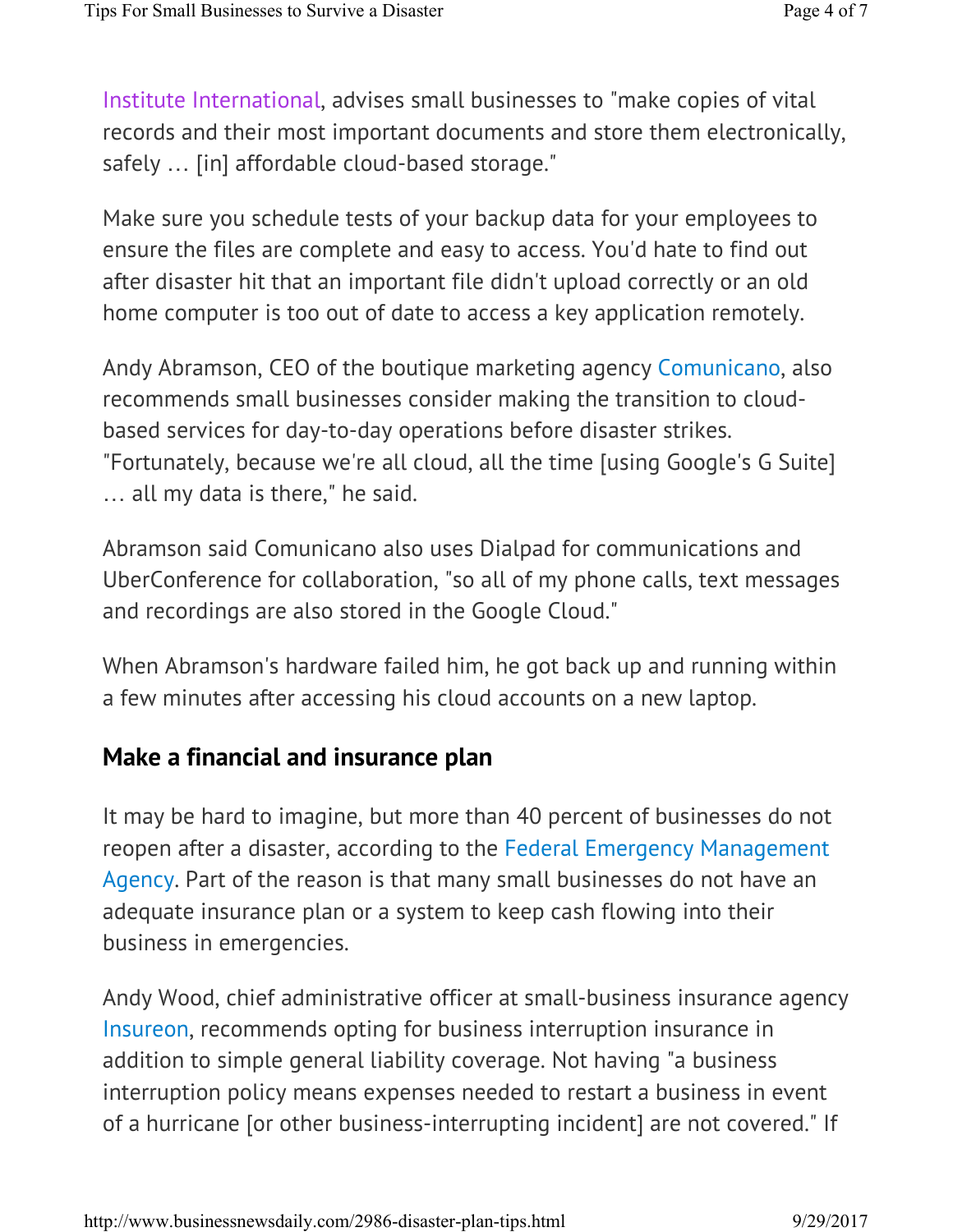Institute International, advises small businesses to "make copies of vital records and their most important documents and store them electronically, safely … [in] affordable cloud-based storage."

Make sure you schedule tests of your backup data for your employees to ensure the files are complete and easy to access. You'd hate to find out after disaster hit that an important file didn't upload correctly or an old home computer is too out of date to access a key application remotely.

Andy Abramson, CEO of the boutique marketing agency Comunicano, also recommends small businesses consider making the transition to cloud-based services for day-to-day operations before disaster strikes. "Fortunately, because we're all cloud, all the time [using Google's G Suite] … all my data is there," he said.

Abramson said Comunicano also uses Dialpad for communications and UberConference for collaboration, "so all of my phone calls, text messages and recordings are also stored in the Google Cloud."

When Abramson's hardware failed him, he got back up and running within a few minutes after accessing his cloud accounts on a new laptop.

## Make a financial and insurance plan

It may be hard to imagine, but more than 40 percent of businesses do not reopen after a disaster, according to the Federal Emergency Management Agency. Part of the reason is that many small businesses do not have an adequate insurance plan or a system to keep cash flowing into their business in emergencies.

Andy Wood, chief administrative officer at small-business insurance agency Insureon, recommends opting for business interruption insurance in addition to simple general liability coverage. Not having "a business interruption policy means expenses needed to restart a business in event of a hurricane [or other business-interrupting incident] are not covered." If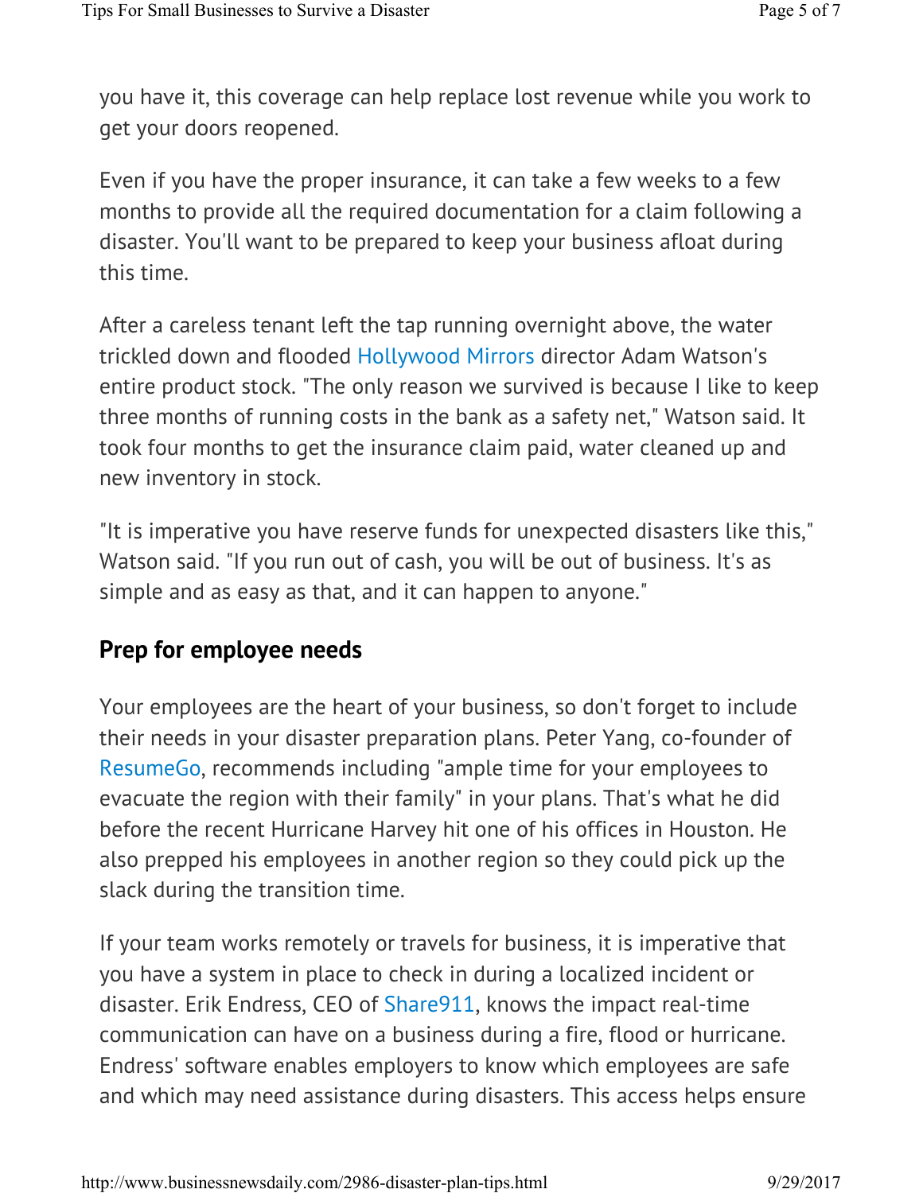you have it, this coverage can help replace lost revenue while you work to get your doors reopened.

Even if you have the proper insurance, it can take a few weeks to a few months to provide all the required documentation for a claim following a disaster. You'll want to be prepared to keep your business afloat during this time.

After a careless tenant left the tap running overnight above, the water trickled down and flooded Hollywood Mirrors director Adam Watson's entire product stock. "The only reason we survived is because I like to keep three months of running costs in the bank as a safety net," Watson said. It took four months to get the insurance claim paid, water cleaned up and new inventory in stock.

"It is imperative you have reserve funds for unexpected disasters like this," Watson said. "If you run out of cash, you will be out of business. It's as simple and as easy as that, and it can happen to anyone."

## Prep for employee needs

Your employees are the heart of your business, so don't forget to include their needs in your disaster preparation plans. Peter Yang, co-founder of ResumeGo, recommends including "ample time for your employees to evacuate the region with their family" in your plans. That's what he did before the recent Hurricane Harvey hit one of his offices in Houston. He also prepped his employees in another region so they could pick up the slack during the transition time.

If your team works remotely or travels for business, it is imperative that you have a system in place to check in during a localized incident or disaster. Erik Endress, CEO of Share911, knows the impact real-time communication can have on a business during a fire, flood or hurricane. Endress' software enables employers to know which employees are safe and which may need assistance during disasters. This access helps ensure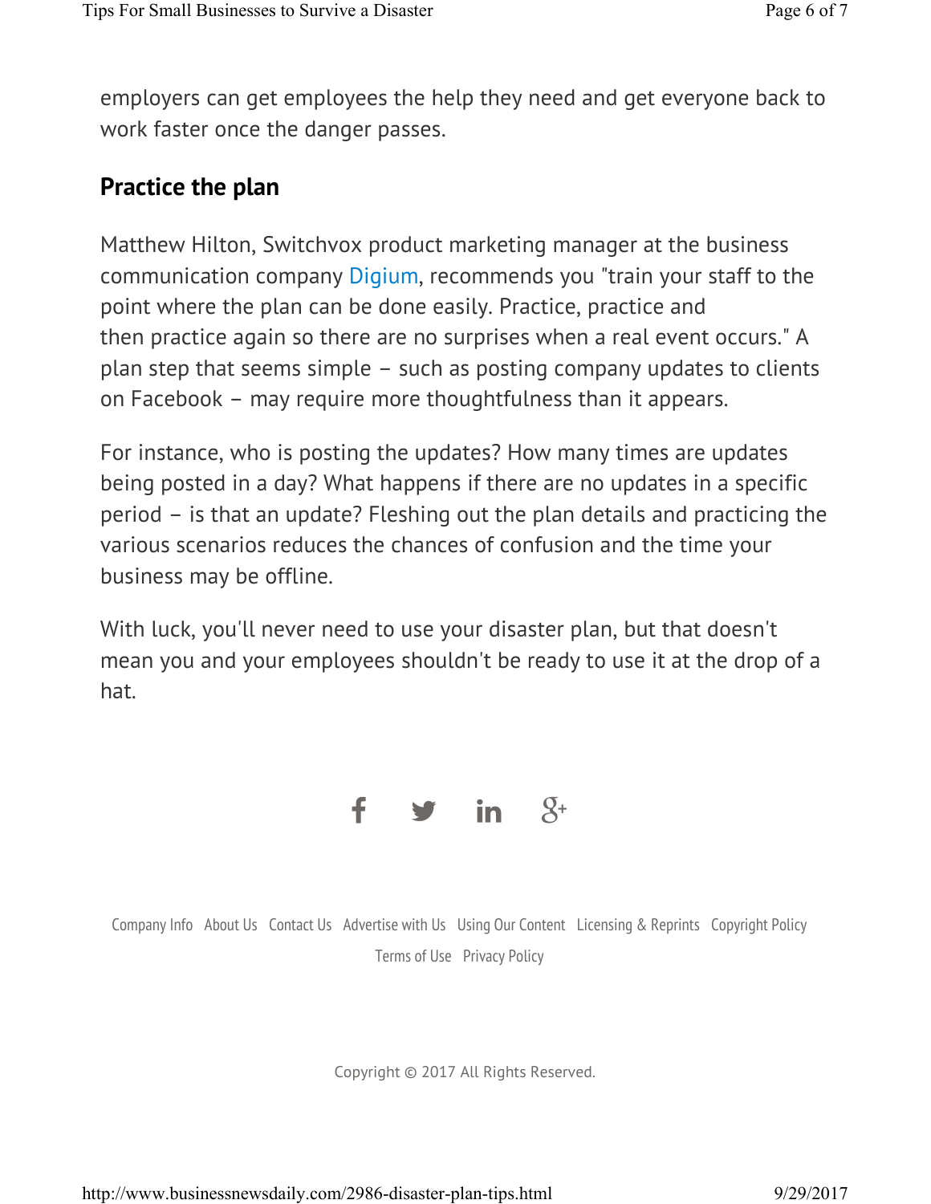employers can get employees the help they need and get everyone back to work faster once the danger passes.

## Practice the plan

Matthew Hilton, Switchvox product marketing manager at the business communication company Digium, recommends you "train your staff to the point where the plan can be done easily. Practice, practice and then practice again so there are no surprises when a real event occurs." A plan step that seems simple – such as posting company updates to clients on Facebook – may require more thoughtfulness than it appears.

For instance, who is posting the updates? How many times are updates being posted in a day? What happens if there are no updates in a specific period – is that an update? Fleshing out the plan details and practicing the various scenarios reduces the chances of confusion and the time your business may be offline.

With luck, you'll never need to use your disaster plan, but that doesn't mean you and your employees shouldn't be ready to use it at the drop of a hat.

Company Info About Us Contact Us Advertise with Us Using Our Content Licensing & Reprints Copyright Policy Terms of Use Privacy Policy

Copyright © 2017 All Rights Reserved.